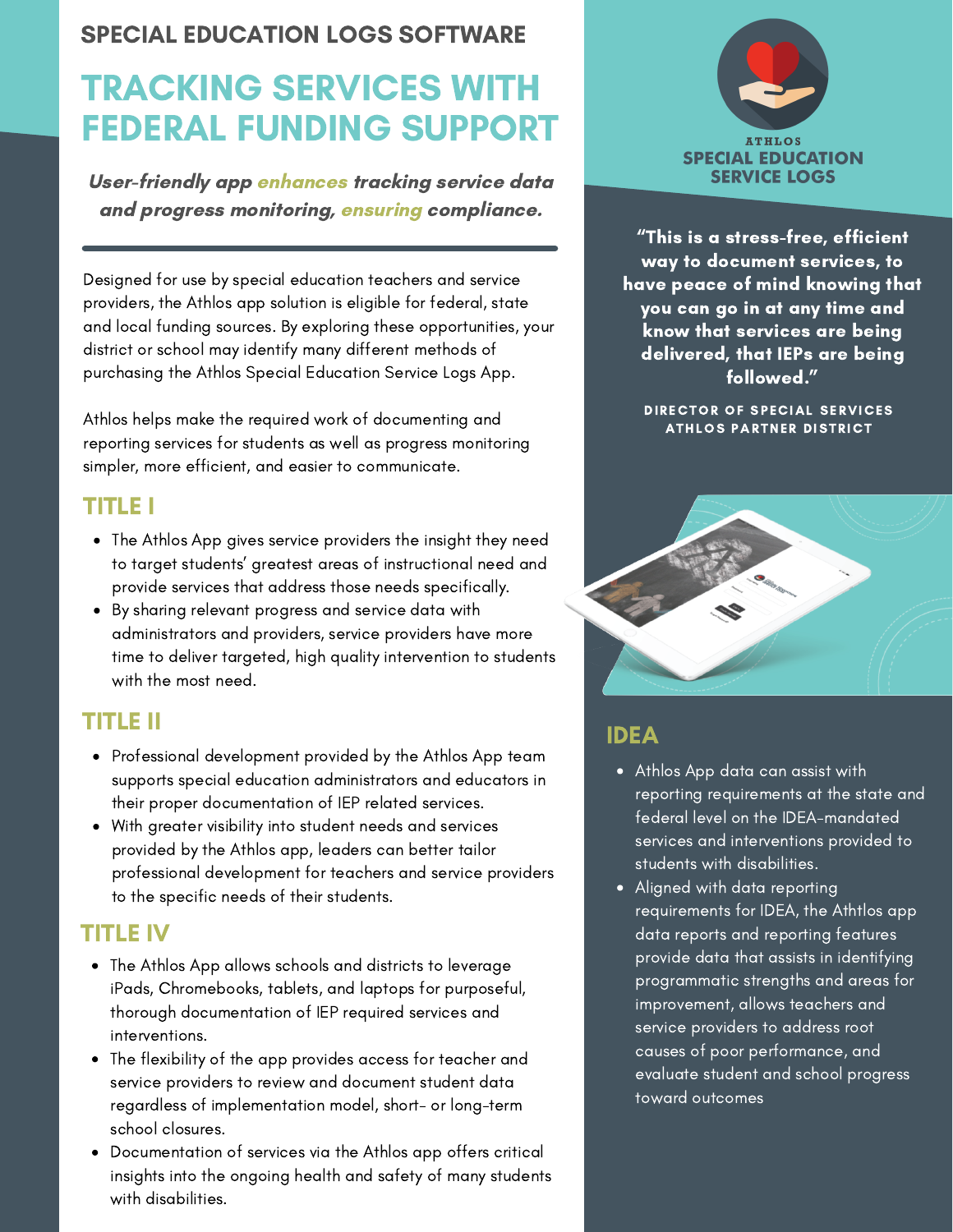## SPECIAL EDUCATION LOGS SOFTWARE

# TRACKING SERVICES WITH FEDERAL FUNDING SUPPORT

***User-friendly app enhances tracking service data and progress monitoring, ensuring compliance.***

Designed for use by special education teachers and service providers, the Athlos app solution is eligible for federal, state and local funding sources. By exploring these opportunities, your district or school may identify many different methods of purchasing the Athlos Special Education Service Logs App.

Athlos helps make the required work of documenting and reporting services for students as well as progress monitoring simpler, more efficient, and easier to communicate.

## TITLE I

- The Athlos App gives service providers the insight they need to target students' greatest areas of instructional need and provide services that address those needs specifically.
- By sharing relevant progress and service data with administrators and providers, service providers have more time to deliver targeted, high quality intervention to students with the most need.

## TITLE II

- Professional development provided by the Athlos App team supports special education administrators and educators in their proper documentation of IEP related services.
- With greater visibility into student needs and services provided by the Athlos app, leaders can better tailor professional development for teachers and service providers to the specific needs of their students.

## TITLE IV

- The Athlos App allows schools and districts to leverage iPads, Chromebooks, tablets, and laptops for purposeful, thorough documentation of IEP required services and interventions.
- The flexibility of the app provides access for teacher and service providers to review and document student data regardless of implementation model, short- or long-term school closures.
- Documentation of services via the Athlos app offers critical insights into the ongoing health and safety of many students with disabilities.

ATHLOS
**SPECIAL EDUCATION SERVICE LOGS**

**"This is a stress-free, efficient way to document services, to have peace of mind knowing that you can go in at any time and know that services are being delivered, that IEPs are being followed."**

**DIRECTOR OF SPECIAL SERVICES**
**ATHLOS PARTNER DISTRICT**

## IDEA

- Athlos App data can assist with reporting requirements at the state and federal level on the IDEA-mandated services and interventions provided to students with disabilities.
- Aligned with data reporting requirements for IDEA, the Athtlos app data reports and reporting features provide data that assists in identifying programmatic strengths and areas for improvement, allows teachers and service providers to address root causes of poor performance, and evaluate student and school progress toward outcomes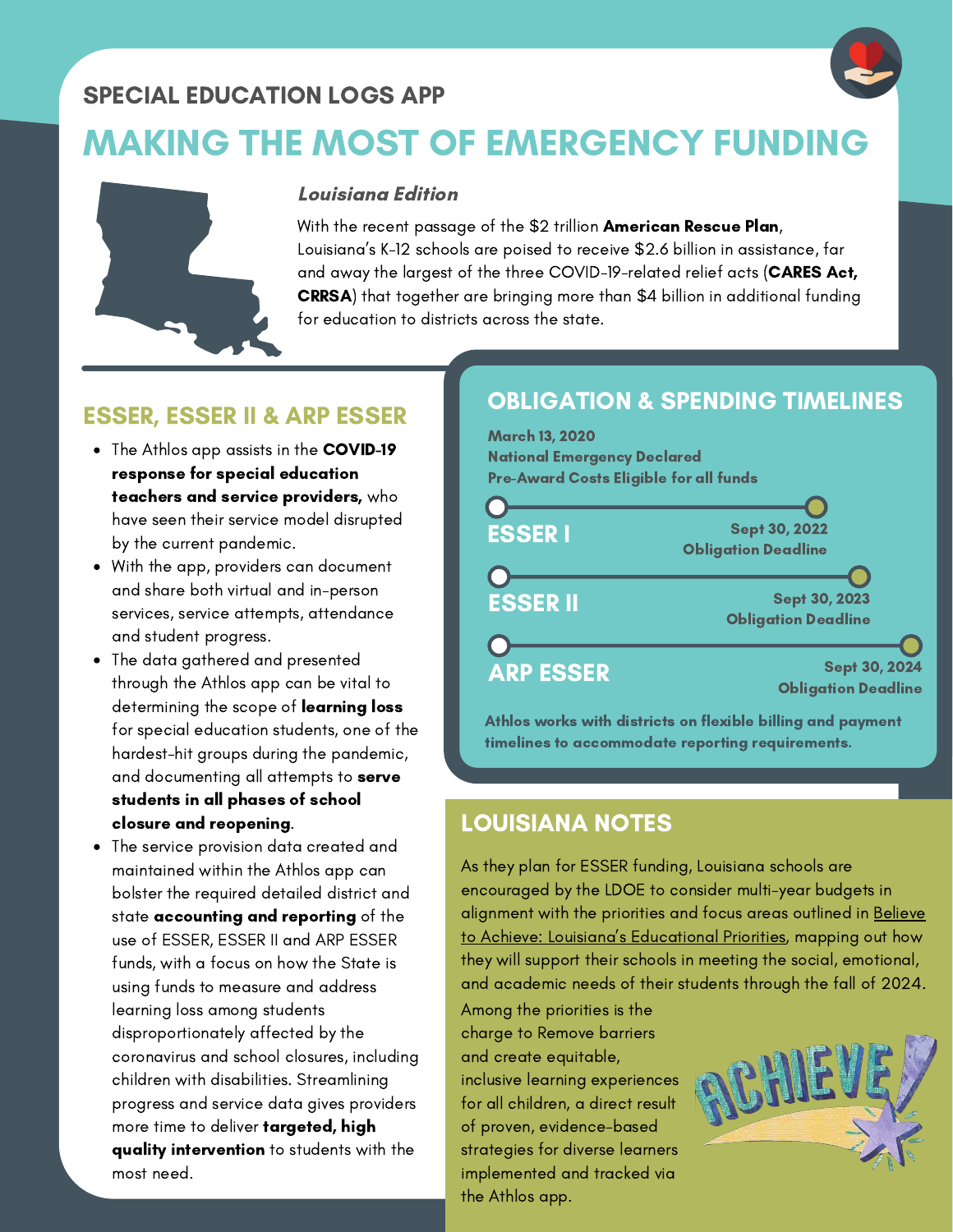## SPECIAL EDUCATION LOGS APP

# MAKING THE MOST OF EMERGENCY FUNDING

***Louisiana Edition***

With the recent passage of the $2 trillion **American Rescue Plan**, Louisiana's K-12 schools are poised to receive $2.6 billion in assistance, far and away the largest of the three COVID-19-related relief acts (**CARES Act, CRRSA**) that together are bringing more than $4 billion in additional funding for education to districts across the state.

## ESSER, ESSER II & ARP ESSER

- The Athlos app assists in the **COVID-19 response for special education teachers and service providers,** who have seen their service model disrupted by the current pandemic.
- With the app, providers can document and share both virtual and in-person services, service attempts, attendance and student progress.
- The data gathered and presented through the Athlos app can be vital to determining the scope of **learning loss** for special education students, one of the hardest-hit groups during the pandemic, and documenting all attempts to **serve students in all phases of school closure and reopening**.
- The service provision data created and maintained within the Athlos app can bolster the required detailed district and state **accounting and reporting** of the use of ESSER, ESSER II and ARP ESSER funds, with a focus on how the State is using funds to measure and address learning loss among students disproportionately affected by the coronavirus and school closures, including children with disabilities. Streamlining progress and service data gives providers more time to deliver **targeted, high quality intervention** to students with the most need.

## OBLIGATION & SPENDING TIMELINES

**March 13, 2020**
**National Emergency Declared**
**Pre-Award Costs Eligible for all funds**

**ESSER I**
**Sept 30, 2022**
**Obligation Deadline**

**ESSER II**
**Sept 30, 2023**
**Obligation Deadline**

**ARP ESSER**
**Sept 30, 2024**
**Obligation Deadline**

**Athlos works with districts on flexible billing and payment timelines to accommodate reporting requirements.**

## LOUISIANA NOTES

As they plan for ESSER funding, Louisiana schools are encouraged by the LDOE to consider multi-year budgets in alignment with the priorities and focus areas outlined in Believe to Achieve: Louisiana's Educational Priorities, mapping out how they will support their schools in meeting the social, emotional, and academic needs of their students through the fall of 2024.

Among the priorities is the charge to Remove barriers and create equitable, inclusive learning experiences for all children, a direct result of proven, evidence-based strategies for diverse learners implemented and tracked via the Athlos app.